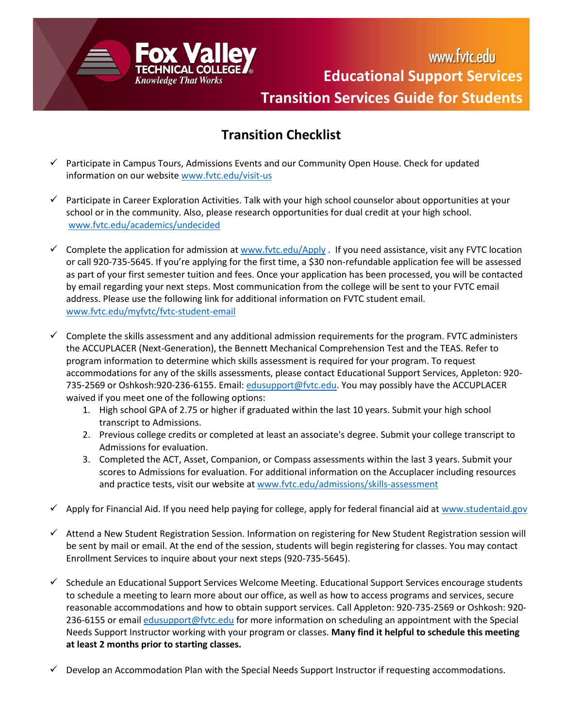Fox Valley Technical College — Knowledge That Works

www.fvtc.edu

# Educational Support Services
# Transition Services Guide for Students

## Transition Checklist

- ✓ Participate in Campus Tours, Admissions Events and our Community Open House. Check for updated information on our website www.fvtc.edu/visit-us

- ✓ Participate in Career Exploration Activities. Talk with your high school counselor about opportunities at your school or in the community. Also, please research opportunities for dual credit at your high school. www.fvtc.edu/academics/undecided

- ✓ Complete the application for admission at www.fvtc.edu/Apply . If you need assistance, visit any FVTC location or call 920-735-5645. If you're applying for the first time, a $30 non-refundable application fee will be assessed as part of your first semester tuition and fees. Once your application has been processed, you will be contacted by email regarding your next steps. Most communication from the college will be sent to your FVTC email address. Please use the following link for additional information on FVTC student email. www.fvtc.edu/myfvtc/fvtc-student-email

- ✓ Complete the skills assessment and any additional admission requirements for the program. FVTC administers the ACCUPLACER (Next-Generation), the Bennett Mechanical Comprehension Test and the TEAS. Refer to program information to determine which skills assessment is required for your program. To request accommodations for any of the skills assessments, please contact Educational Support Services, Appleton: 920-735-2569 or Oshkosh:920-236-6155. Email: edusupport@fvtc.edu. You may possibly have the ACCUPLACER waived if you meet one of the following options:
  1. High school GPA of 2.75 or higher if graduated within the last 10 years. Submit your high school transcript to Admissions.
  2. Previous college credits or completed at least an associate's degree. Submit your college transcript to Admissions for evaluation.
  3. Completed the ACT, Asset, Companion, or Compass assessments within the last 3 years. Submit your scores to Admissions for evaluation. For additional information on the Accuplacer including resources and practice tests, visit our website at www.fvtc.edu/admissions/skills-assessment

- ✓ Apply for Financial Aid. If you need help paying for college, apply for federal financial aid at www.studentaid.gov

- ✓ Attend a New Student Registration Session. Information on registering for New Student Registration session will be sent by mail or email. At the end of the session, students will begin registering for classes. You may contact Enrollment Services to inquire about your next steps (920-735-5645).

- ✓ Schedule an Educational Support Services Welcome Meeting. Educational Support Services encourage students to schedule a meeting to learn more about our office, as well as how to access programs and services, secure reasonable accommodations and how to obtain support services. Call Appleton: 920-735-2569 or Oshkosh: 920-236-6155 or email edusupport@fvtc.edu for more information on scheduling an appointment with the Special Needs Support Instructor working with your program or classes. **Many find it helpful to schedule this meeting at least 2 months prior to starting classes.**

- ✓ Develop an Accommodation Plan with the Special Needs Support Instructor if requesting accommodations.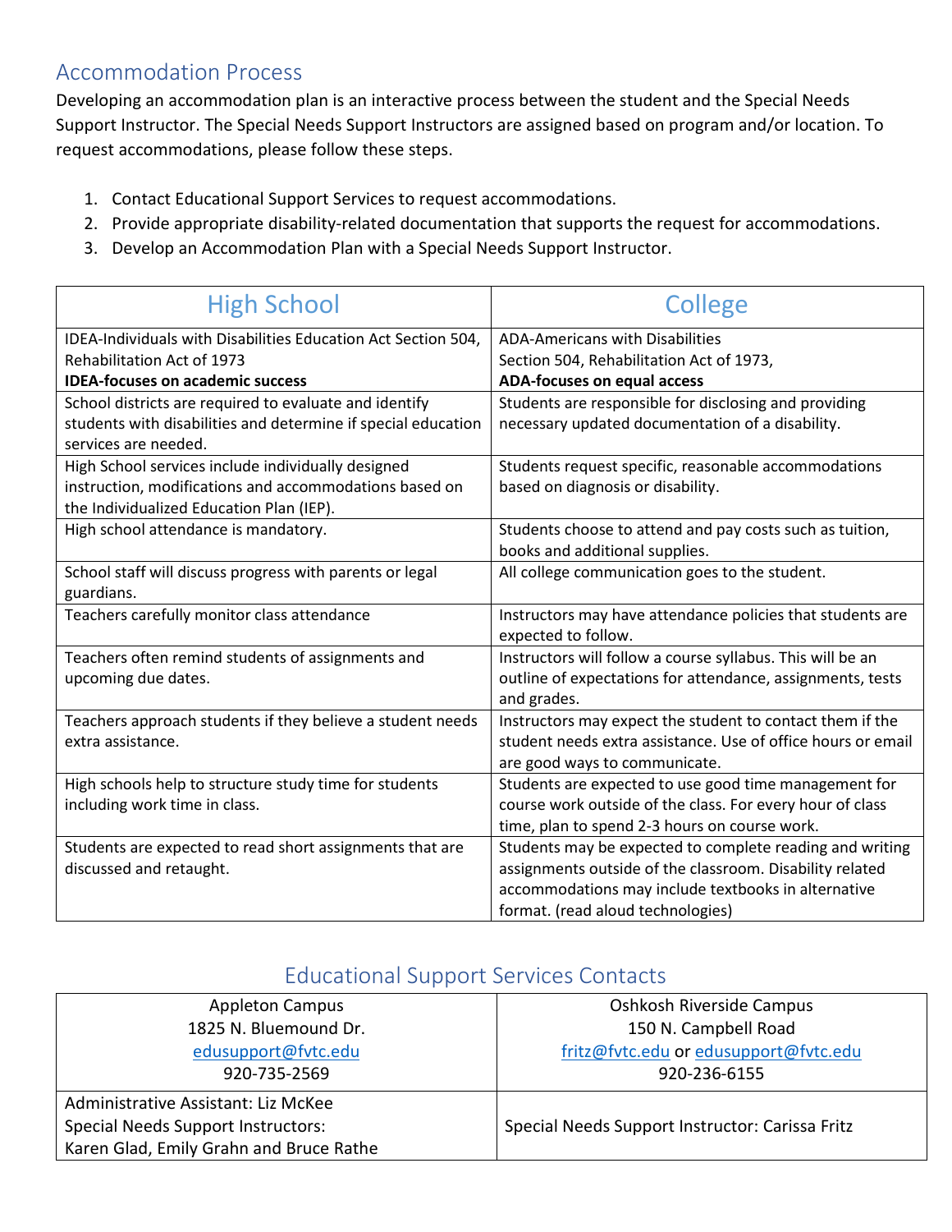## Accommodation Process

Developing an accommodation plan is an interactive process between the student and the Special Needs Support Instructor. The Special Needs Support Instructors are assigned based on program and/or location. To request accommodations, please follow these steps.

1. Contact Educational Support Services to request accommodations.
2. Provide appropriate disability-related documentation that supports the request for accommodations.
3. Develop an Accommodation Plan with a Special Needs Support Instructor.

| High School | College |
|---|---|
| IDEA-Individuals with Disabilities Education Act Section 504, Rehabilitation Act of 1973<br>**IDEA-focuses on academic success** | ADA-Americans with Disabilities<br>Section 504, Rehabilitation Act of 1973,<br>**ADA-focuses on equal access** |
| School districts are required to evaluate and identify students with disabilities and determine if special education services are needed. | Students are responsible for disclosing and providing necessary updated documentation of a disability. |
| High School services include individually designed instruction, modifications and accommodations based on the Individualized Education Plan (IEP). | Students request specific, reasonable accommodations based on diagnosis or disability. |
| High school attendance is mandatory. | Students choose to attend and pay costs such as tuition, books and additional supplies. |
| School staff will discuss progress with parents or legal guardians. | All college communication goes to the student. |
| Teachers carefully monitor class attendance | Instructors may have attendance policies that students are expected to follow. |
| Teachers often remind students of assignments and upcoming due dates. | Instructors will follow a course syllabus. This will be an outline of expectations for attendance, assignments, tests and grades. |
| Teachers approach students if they believe a student needs extra assistance. | Instructors may expect the student to contact them if the student needs extra assistance. Use of office hours or email are good ways to communicate. |
| High schools help to structure study time for students including work time in class. | Students are expected to use good time management for course work outside of the class. For every hour of class time, plan to spend 2-3 hours on course work. |
| Students are expected to read short assignments that are discussed and retaught. | Students may be expected to complete reading and writing assignments outside of the classroom. Disability related accommodations may include textbooks in alternative format. (read aloud technologies) |

## Educational Support Services Contacts

| Appleton Campus<br>1825 N. Bluemound Dr.<br>edusupport@fvtc.edu<br>920-735-2569 | Oshkosh Riverside Campus<br>150 N. Campbell Road<br>fritz@fvtc.edu or edusupport@fvtc.edu<br>920-236-6155 |
|---|---|
| Administrative Assistant: Liz McKee<br>Special Needs Support Instructors:<br>Karen Glad, Emily Grahn and Bruce Rathe | Special Needs Support Instructor: Carissa Fritz |